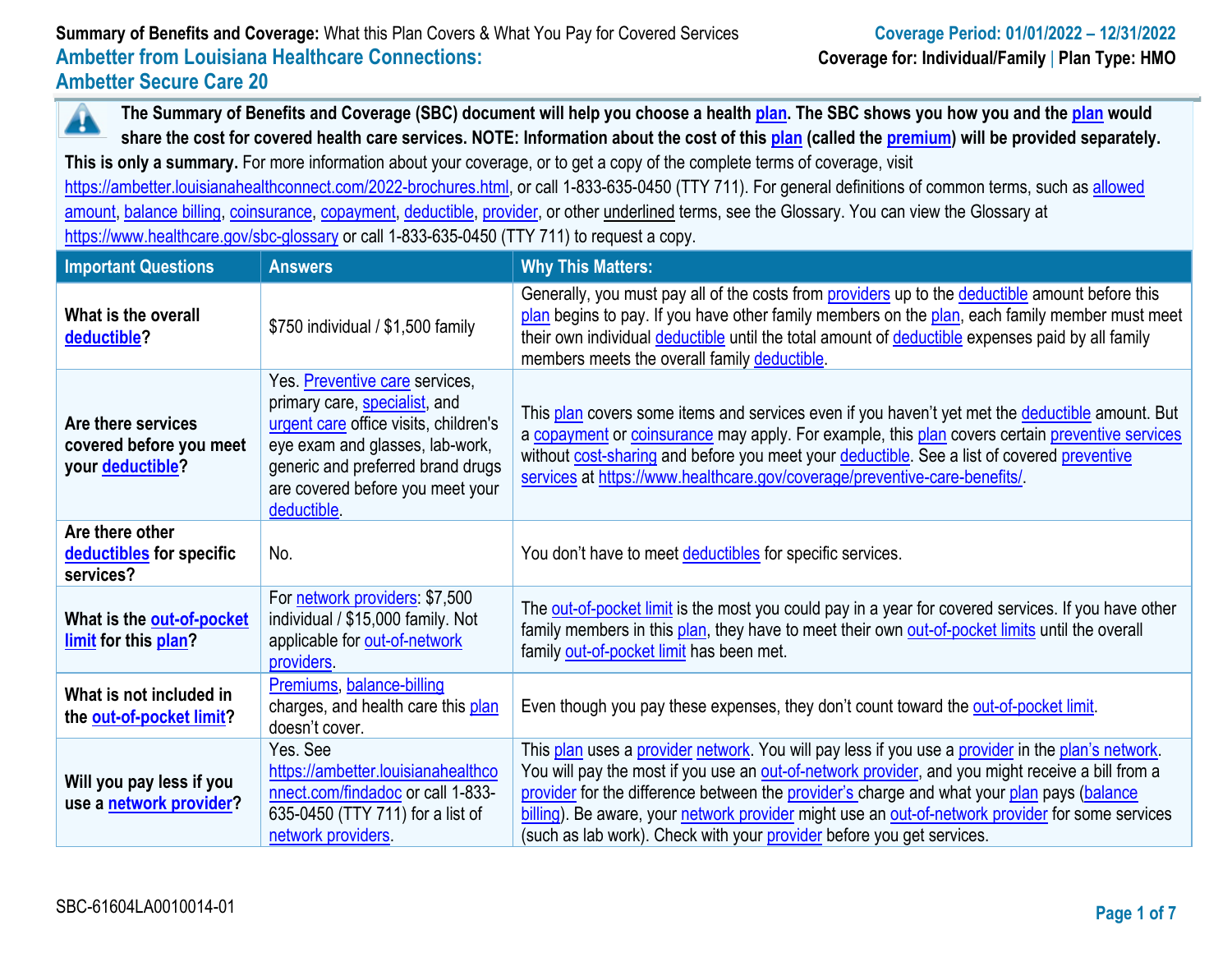**Summary of Benefits and Coverage:** What this Plan Covers & What You Pay for Covered Services

**Coverage Period: 01/01/2022 – 12/31/2022**

## Ambetter from Louisiana Healthcare Connections: Ambetter Secure Care 20

**Coverage for: Individual/Family | Plan Type: HMO**

**The Summary of Benefits and Coverage (SBC) document will help you choose a health plan. The SBC shows you how you and the plan would share the cost for covered health care services. NOTE: Information about the cost of this plan (called the premium) will be provided separately.**

**This is only a summary.** For more information about your coverage, or to get a copy of the complete terms of coverage, visit https://ambetter.louisianahealthconnect.com/2022-brochures.html, or call 1-833-635-0450 (TTY 711). For general definitions of common terms, such as allowed amount, balance billing, coinsurance, copayment, deductible, provider, or other underlined terms, see the Glossary. You can view the Glossary at https://www.healthcare.gov/sbc-glossary or call 1-833-635-0450 (TTY 711) to request a copy.

| Important Questions | Answers | Why This Matters: |
| --- | --- | --- |
| **What is the overall deductible?** | $750 individual / $1,500 family | Generally, you must pay all of the costs from providers up to the deductible amount before this plan begins to pay. If you have other family members on the plan, each family member must meet their own individual deductible until the total amount of deductible expenses paid by all family members meets the overall family deductible. |
| **Are there services covered before you meet your deductible?** | Yes. Preventive care services, primary care, specialist, and urgent care office visits, children's eye exam and glasses, lab-work, generic and preferred brand drugs are covered before you meet your deductible. | This plan covers some items and services even if you haven't yet met the deductible amount. But a copayment or coinsurance may apply. For example, this plan covers certain preventive services without cost-sharing and before you meet your deductible. See a list of covered preventive services at https://www.healthcare.gov/coverage/preventive-care-benefits/. |
| **Are there other deductibles for specific services?** | No. | You don't have to meet deductibles for specific services. |
| **What is the out-of-pocket limit for this plan?** | For network providers: $7,500 individual / $15,000 family. Not applicable for out-of-network providers. | The out-of-pocket limit is the most you could pay in a year for covered services. If you have other family members in this plan, they have to meet their own out-of-pocket limits until the overall family out-of-pocket limit has been met. |
| **What is not included in the out-of-pocket limit?** | Premiums, balance-billing charges, and health care this plan doesn't cover. | Even though you pay these expenses, they don't count toward the out-of-pocket limit. |
| **Will you pay less if you use a network provider?** | Yes. See https://ambetter.louisianahealthconnect.com/findadoc or call 1-833-635-0450 (TTY 711) for a list of network providers. | This plan uses a provider network. You will pay less if you use a provider in the plan's network. You will pay the most if you use an out-of-network provider, and you might receive a bill from a provider for the difference between the provider's charge and what your plan pays (balance billing). Be aware, your network provider might use an out-of-network provider for some services (such as lab work). Check with your provider before you get services. |

SBC-61604LA0010014-01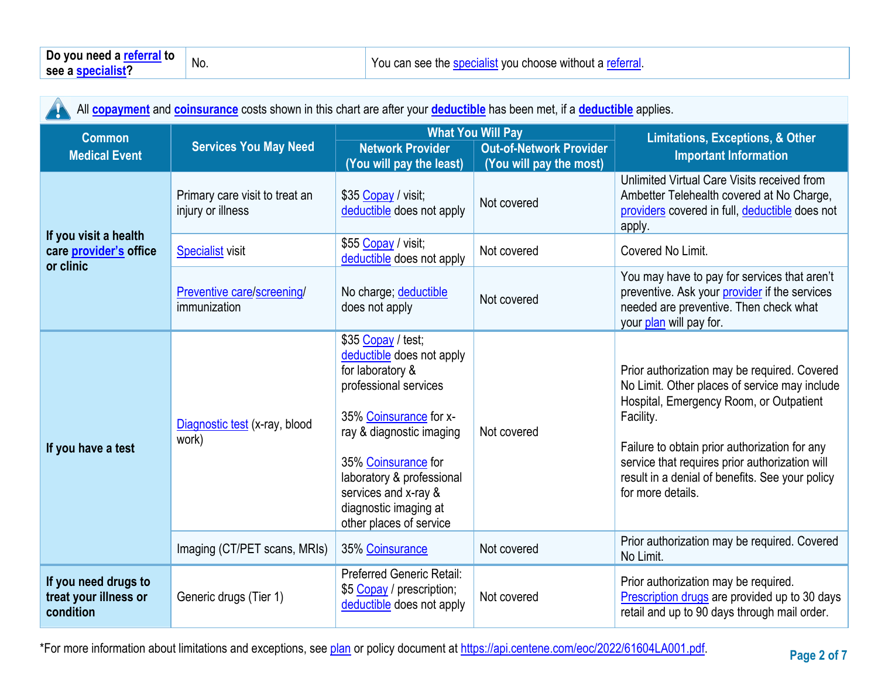| Do you need a referral to see a specialist? | No. | You can see the specialist you choose without a referral. |
|---|---|---|

All **copayment** and **coinsurance** costs shown in this chart are after your **deductible** has been met, if a **deductible** applies.

| Common Medical Event | Services You May Need | What You Will Pay | | Limitations, Exceptions, & Other Important Information |
|---|---|---|---|---|
| | | Network Provider (You will pay the least) | Out-of-Network Provider (You will pay the most) | |
| **If you visit a health care provider's office or clinic** | Primary care visit to treat an injury or illness | $35 Copay / visit; deductible does not apply | Not covered | Unlimited Virtual Care Visits received from Ambetter Telehealth covered at No Charge, providers covered in full, deductible does not apply. |
| | Specialist visit | $55 Copay / visit; deductible does not apply | Not covered | Covered No Limit. |
| | Preventive care/screening/ immunization | No charge; deductible does not apply | Not covered | You may have to pay for services that aren't preventive. Ask your provider if the services needed are preventive. Then check what your plan will pay for. |
| **If you have a test** | Diagnostic test (x-ray, blood work) | $35 Copay / test; deductible does not apply for laboratory & professional services<br><br>35% Coinsurance for x-ray & diagnostic imaging<br><br>35% Coinsurance for laboratory & professional services and x-ray & diagnostic imaging at other places of service | Not covered | Prior authorization may be required. Covered No Limit. Other places of service may include Hospital, Emergency Room, or Outpatient Facility.<br><br>Failure to obtain prior authorization for any service that requires prior authorization will result in a denial of benefits. See your policy for more details. |
| | Imaging (CT/PET scans, MRIs) | 35% Coinsurance | Not covered | Prior authorization may be required. Covered No Limit. |
| **If you need drugs to treat your illness or condition** | Generic drugs (Tier 1) | Preferred Generic Retail: $5 Copay / prescription; deductible does not apply | Not covered | Prior authorization may be required. Prescription drugs are provided up to 30 days retail and up to 90 days through mail order. |

*For more information about limitations and exceptions, see plan or policy document at https://api.centene.com/eoc/2022/61604LA001.pdf.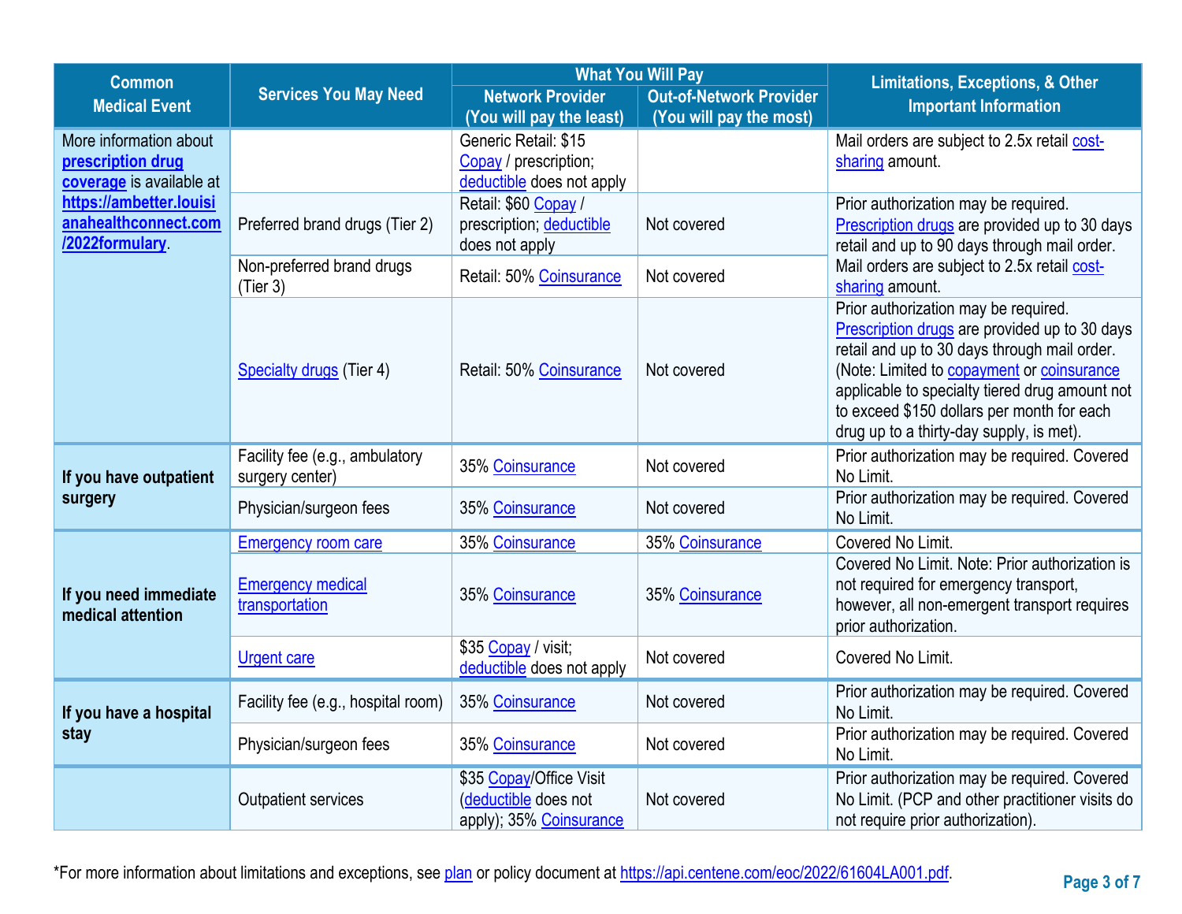| Common Medical Event | Services You May Need | What You Will Pay | | Limitations, Exceptions, & Other Important Information |
|---|---|---|---|---|
| | | Network Provider (You will pay the least) | Out-of-Network Provider (You will pay the most) | |
| More information about **prescription drug coverage** is available at **https://ambetter.louisianahealthconnect.com/2022formulary**. | | Generic Retail: $15 Copay / prescription; deductible does not apply | | Mail orders are subject to 2.5x retail cost-sharing amount. |
| | Preferred brand drugs (Tier 2) | Retail: $60 Copay / prescription; deductible does not apply | Not covered | Prior authorization may be required. Prescription drugs are provided up to 30 days retail and up to 90 days through mail order. Mail orders are subject to 2.5x retail cost-sharing amount. |
| | Non-preferred brand drugs (Tier 3) | Retail: 50% Coinsurance | Not covered | |
| | Specialty drugs (Tier 4) | Retail: 50% Coinsurance | Not covered | Prior authorization may be required. Prescription drugs are provided up to 30 days retail and up to 30 days through mail order. (Note: Limited to copayment or coinsurance applicable to specialty tiered drug amount not to exceed $150 dollars per month for each drug up to a thirty-day supply, is met). |
| **If you have outpatient surgery** | Facility fee (e.g., ambulatory surgery center) | 35% Coinsurance | Not covered | Prior authorization may be required. Covered No Limit. |
| | Physician/surgeon fees | 35% Coinsurance | Not covered | Prior authorization may be required. Covered No Limit. |
| **If you need immediate medical attention** | Emergency room care | 35% Coinsurance | 35% Coinsurance | Covered No Limit. |
| | Emergency medical transportation | 35% Coinsurance | 35% Coinsurance | Covered No Limit. Note: Prior authorization is not required for emergency transport, however, all non-emergent transport requires prior authorization. |
| | Urgent care | $35 Copay / visit; deductible does not apply | Not covered | Covered No Limit. |
| **If you have a hospital stay** | Facility fee (e.g., hospital room) | 35% Coinsurance | Not covered | Prior authorization may be required. Covered No Limit. |
| | Physician/surgeon fees | 35% Coinsurance | Not covered | Prior authorization may be required. Covered No Limit. |
| | Outpatient services | $35 Copay/Office Visit (deductible does not apply); 35% Coinsurance | Not covered | Prior authorization may be required. Covered No Limit. (PCP and other practitioner visits do not require prior authorization). |

*For more information about limitations and exceptions, see plan or policy document at https://api.centene.com/eoc/2022/61604LA001.pdf.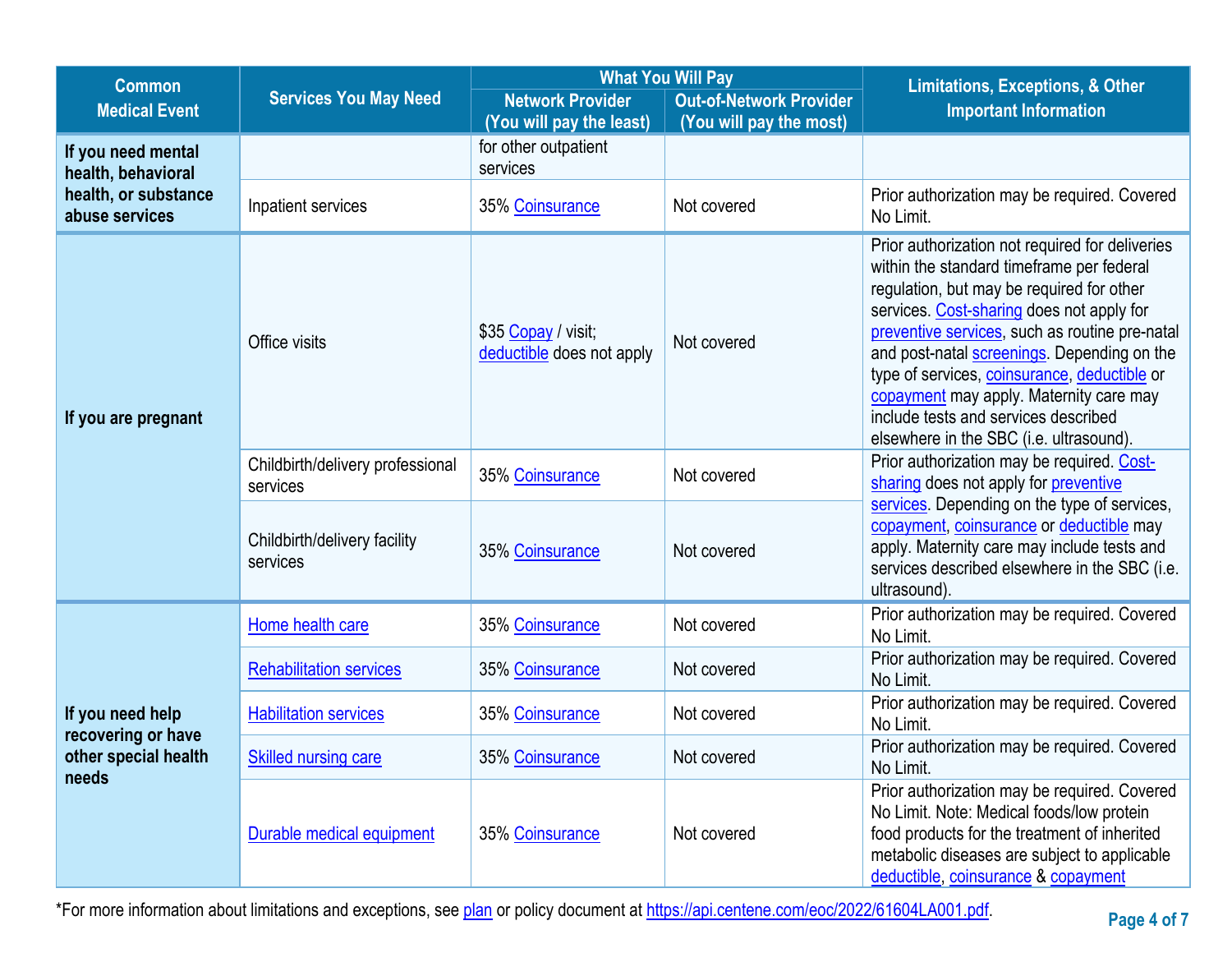| Common Medical Event | Services You May Need | What You Will Pay | | Limitations, Exceptions, & Other Important Information |
|---|---|---|---|---|
| | | Network Provider (You will pay the least) | Out-of-Network Provider (You will pay the most) | |
| If you need mental health, behavioral health, or substance abuse services | | for other outpatient services | | |
| | Inpatient services | 35% Coinsurance | Not covered | Prior authorization may be required. Covered No Limit. |
| If you are pregnant | Office visits | $35 Copay / visit; deductible does not apply | Not covered | Prior authorization not required for deliveries within the standard timeframe per federal regulation, but may be required for other services. Cost-sharing does not apply for preventive services, such as routine pre-natal and post-natal screenings. Depending on the type of services, coinsurance, deductible or copayment may apply. Maternity care may include tests and services described elsewhere in the SBC (i.e. ultrasound). |
| | Childbirth/delivery professional services | 35% Coinsurance | Not covered | Prior authorization may be required. Cost-sharing does not apply for preventive services. Depending on the type of services, copayment, coinsurance or deductible may apply. Maternity care may include tests and services described elsewhere in the SBC (i.e. ultrasound). |
| | Childbirth/delivery facility services | 35% Coinsurance | Not covered | |
| If you need help recovering or have other special health needs | Home health care | 35% Coinsurance | Not covered | Prior authorization may be required. Covered No Limit. |
| | Rehabilitation services | 35% Coinsurance | Not covered | Prior authorization may be required. Covered No Limit. |
| | Habilitation services | 35% Coinsurance | Not covered | Prior authorization may be required. Covered No Limit. |
| | Skilled nursing care | 35% Coinsurance | Not covered | Prior authorization may be required. Covered No Limit. |
| | Durable medical equipment | 35% Coinsurance | Not covered | Prior authorization may be required. Covered No Limit. Note: Medical foods/low protein food products for the treatment of inherited metabolic diseases are subject to applicable deductible, coinsurance & copayment |

*For more information about limitations and exceptions, see plan or policy document at https://api.centene.com/eoc/2022/61604LA001.pdf.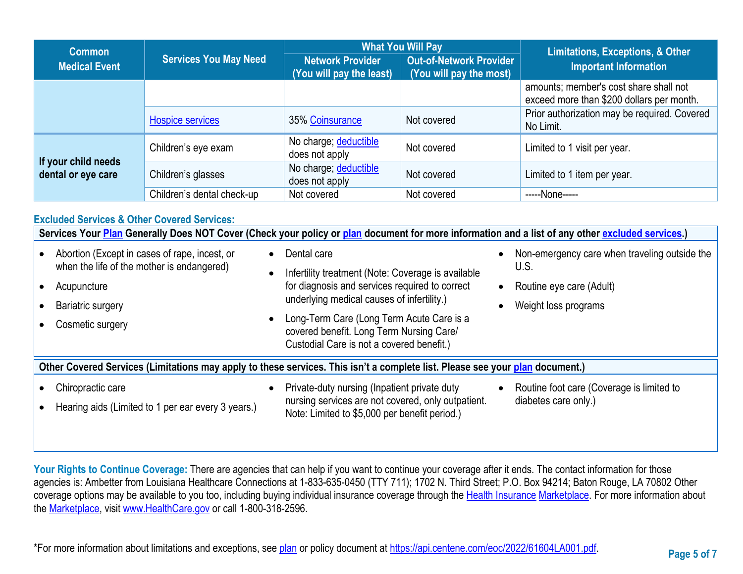| Common Medical Event | Services You May Need | What You Will Pay | | Limitations, Exceptions, & Other Important Information |
|---|---|---|---|---|
| | | Network Provider (You will pay the least) | Out-of-Network Provider (You will pay the most) | |
| | | | | amounts; member's cost share shall not exceed more than $200 dollars per month. |
| | Hospice services | 35% Coinsurance | Not covered | Prior authorization may be required. Covered No Limit. |
| If your child needs dental or eye care | Children's eye exam | No charge; deductible does not apply | Not covered | Limited to 1 visit per year. |
| | Children's glasses | No charge; deductible does not apply | Not covered | Limited to 1 item per year. |
| | Children's dental check-up | Not covered | Not covered | -----None----- |

### Excluded Services & Other Covered Services:

**Services Your Plan Generally Does NOT Cover (Check your policy or plan document for more information and a list of any other excluded services.)**

- Abortion (Except in cases of rape, incest, or when the life of the mother is endangered)
- Acupuncture
- Bariatric surgery
- Cosmetic surgery
- Dental care
- Infertility treatment (Note: Coverage is available for diagnosis and services required to correct underlying medical causes of infertility.)
- Long-Term Care (Long Term Acute Care is a covered benefit. Long Term Nursing Care/ Custodial Care is not a covered benefit.)
- Non-emergency care when traveling outside the U.S.
- Routine eye care (Adult)
- Weight loss programs

**Other Covered Services (Limitations may apply to these services. This isn't a complete list. Please see your plan document.)**

- Chiropractic care
- Hearing aids (Limited to 1 per ear every 3 years.)
- Private-duty nursing (Inpatient private duty nursing services are not covered, only outpatient. Note: Limited to $5,000 per benefit period.)
- Routine foot care (Coverage is limited to diabetes care only.)

**Your Rights to Continue Coverage:** There are agencies that can help if you want to continue your coverage after it ends. The contact information for those agencies is: Ambetter from Louisiana Healthcare Connections at 1-833-635-0450 (TTY 711); 1702 N. Third Street; P.O. Box 94214; Baton Rouge, LA 70802 Other coverage options may be available to you too, including buying individual insurance coverage through the Health Insurance Marketplace. For more information about the Marketplace, visit www.HealthCare.gov or call 1-800-318-2596.

*For more information about limitations and exceptions, see plan or policy document at https://api.centene.com/eoc/2022/61604LA001.pdf.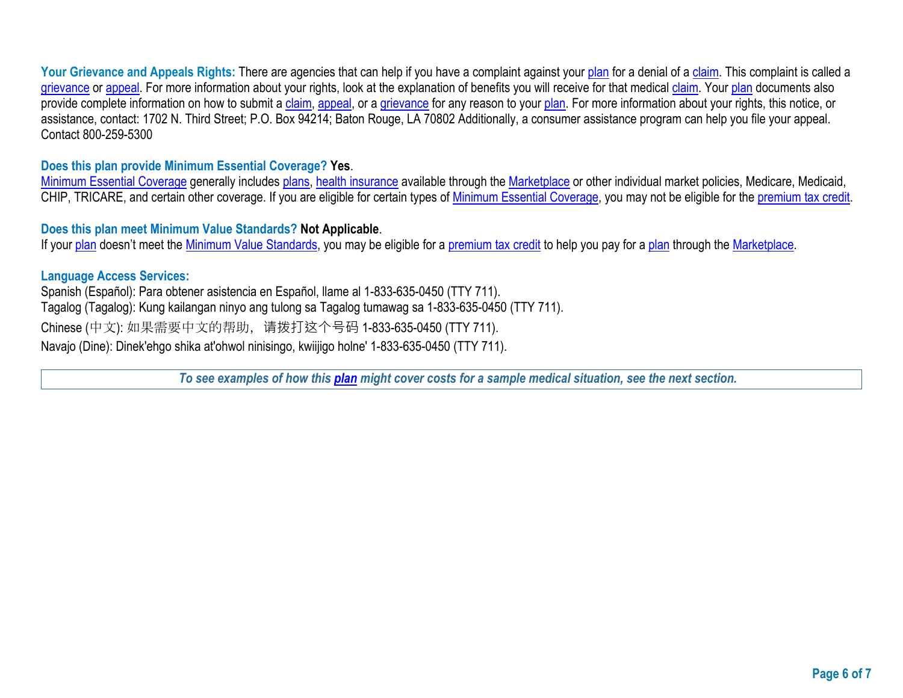**Your Grievance and Appeals Rights:** There are agencies that can help if you have a complaint against your plan for a denial of a claim. This complaint is called a grievance or appeal. For more information about your rights, look at the explanation of benefits you will receive for that medical claim. Your plan documents also provide complete information on how to submit a claim, appeal, or a grievance for any reason to your plan. For more information about your rights, this notice, or assistance, contact: 1702 N. Third Street; P.O. Box 94214; Baton Rouge, LA 70802 Additionally, a consumer assistance program can help you file your appeal. Contact 800-259-5300

**Does this plan provide Minimum Essential Coverage? Yes**.

Minimum Essential Coverage generally includes plans, health insurance available through the Marketplace or other individual market policies, Medicare, Medicaid, CHIP, TRICARE, and certain other coverage. If you are eligible for certain types of Minimum Essential Coverage, you may not be eligible for the premium tax credit.

**Does this plan meet Minimum Value Standards? Not Applicable**.

If your plan doesn't meet the Minimum Value Standards, you may be eligible for a premium tax credit to help you pay for a plan through the Marketplace.

**Language Access Services:**

Spanish (Español): Para obtener asistencia en Español, llame al 1-833-635-0450 (TTY 711).

Tagalog (Tagalog): Kung kailangan ninyo ang tulong sa Tagalog tumawag sa 1-833-635-0450 (TTY 711).

Chinese (中文): 如果需要中文的帮助，请拨打这个号码 1-833-635-0450 (TTY 711).

Navajo (Dine): Dinek'ehgo shika at'ohwol ninisingo, kwiijigo holne' 1-833-635-0450 (TTY 711).

***To see examples of how this plan might cover costs for a sample medical situation, see the next section.***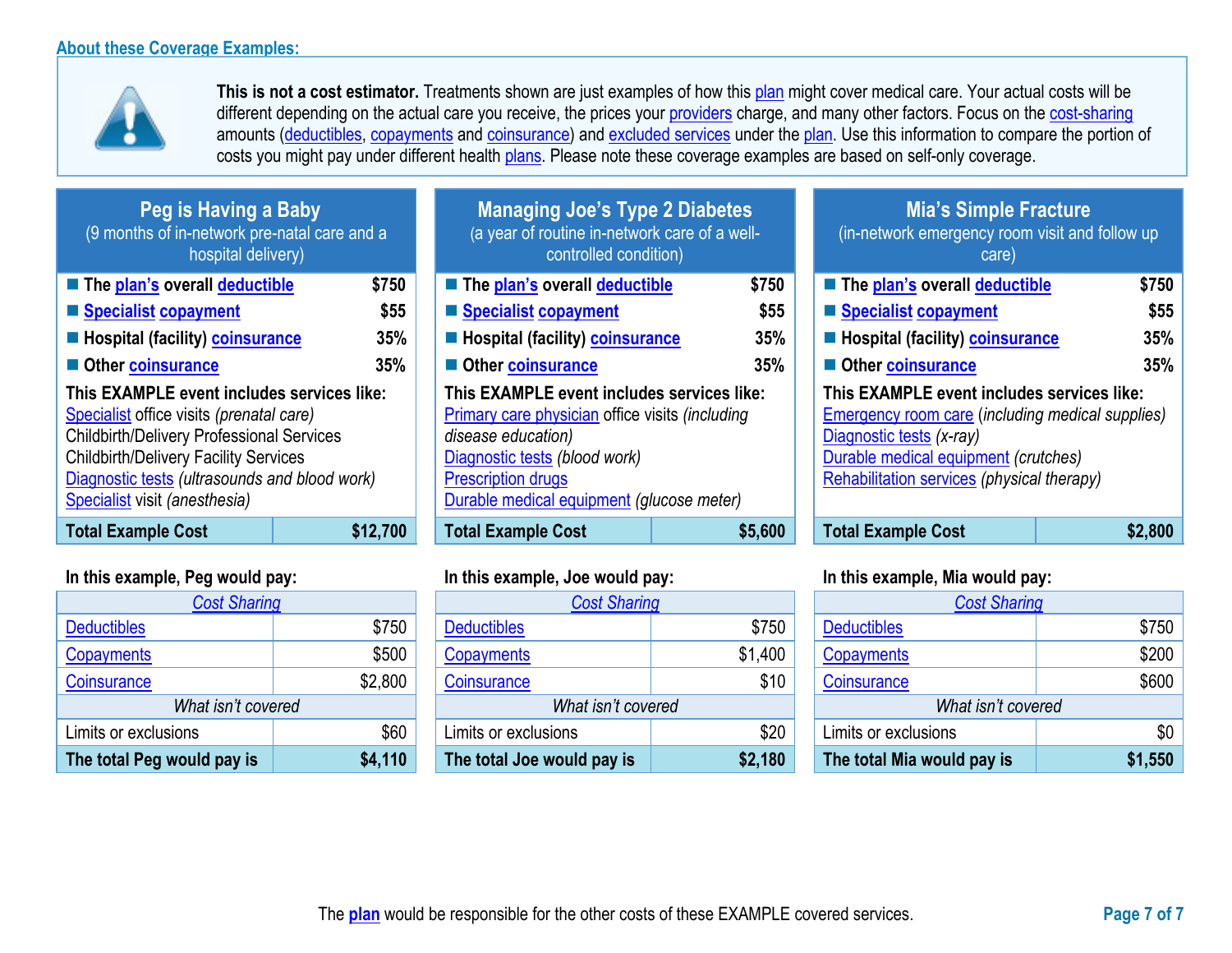## About these Coverage Examples:

**This is not a cost estimator.** Treatments shown are just examples of how this plan might cover medical care. Your actual costs will be different depending on the actual care you receive, the prices your providers charge, and many other factors. Focus on the cost-sharing amounts (deductibles, copayments and coinsurance) and excluded services under the plan. Use this information to compare the portion of costs you might pay under different health plans. Please note these coverage examples are based on self-only coverage.

### Peg is Having a Baby
(9 months of in-network pre-natal care and a hospital delivery)

- **The plan's overall deductible** **$750**
- **Specialist copayment** **$55**
- **Hospital (facility) coinsurance** **35%**
- **Other coinsurance** **35%**

**This EXAMPLE event includes services like:**
Specialist office visits *(prenatal care)*
Childbirth/Delivery Professional Services
Childbirth/Delivery Facility Services
Diagnostic tests *(ultrasounds and blood work)*
Specialist visit *(anesthesia)*

| **Total Example Cost** | **$12,700** |
|---|---|

**In this example, Peg would pay:**

| *Cost Sharing* | |
|---|---|
| Deductibles | $750 |
| Copayments | $500 |
| Coinsurance | $2,800 |
| *What isn't covered* | |
| Limits or exclusions | $60 |
| **The total Peg would pay is** | **$4,110** |

### Managing Joe's Type 2 Diabetes
(a year of routine in-network care of a well-controlled condition)

- **The plan's overall deductible** **$750**
- **Specialist copayment** **$55**
- **Hospital (facility) coinsurance** **35%**
- **Other coinsurance** **35%**

**This EXAMPLE event includes services like:**
Primary care physician office visits *(including disease education)*
Diagnostic tests *(blood work)*
Prescription drugs
Durable medical equipment *(glucose meter)*

| **Total Example Cost** | **$5,600** |
|---|---|

**In this example, Joe would pay:**

| *Cost Sharing* | |
|---|---|
| Deductibles | $750 |
| Copayments | $1,400 |
| Coinsurance | $10 |
| *What isn't covered* | |
| Limits or exclusions | $20 |
| **The total Joe would pay is** | **$2,180** |

### Mia's Simple Fracture
(in-network emergency room visit and follow up care)

- **The plan's overall deductible** **$750**
- **Specialist copayment** **$55**
- **Hospital (facility) coinsurance** **35%**
- **Other coinsurance** **35%**

**This EXAMPLE event includes services like:**
Emergency room care *(including medical supplies)*
Diagnostic tests *(x-ray)*
Durable medical equipment *(crutches)*
Rehabilitation services *(physical therapy)*

| **Total Example Cost** | **$2,800** |
|---|---|

**In this example, Mia would pay:**

| *Cost Sharing* | |
|---|---|
| Deductibles | $750 |
| Copayments | $200 |
| Coinsurance | $600 |
| *What isn't covered* | |
| Limits or exclusions | $0 |
| **The total Mia would pay is** | **$1,550** |

The plan would be responsible for the other costs of these EXAMPLE covered services.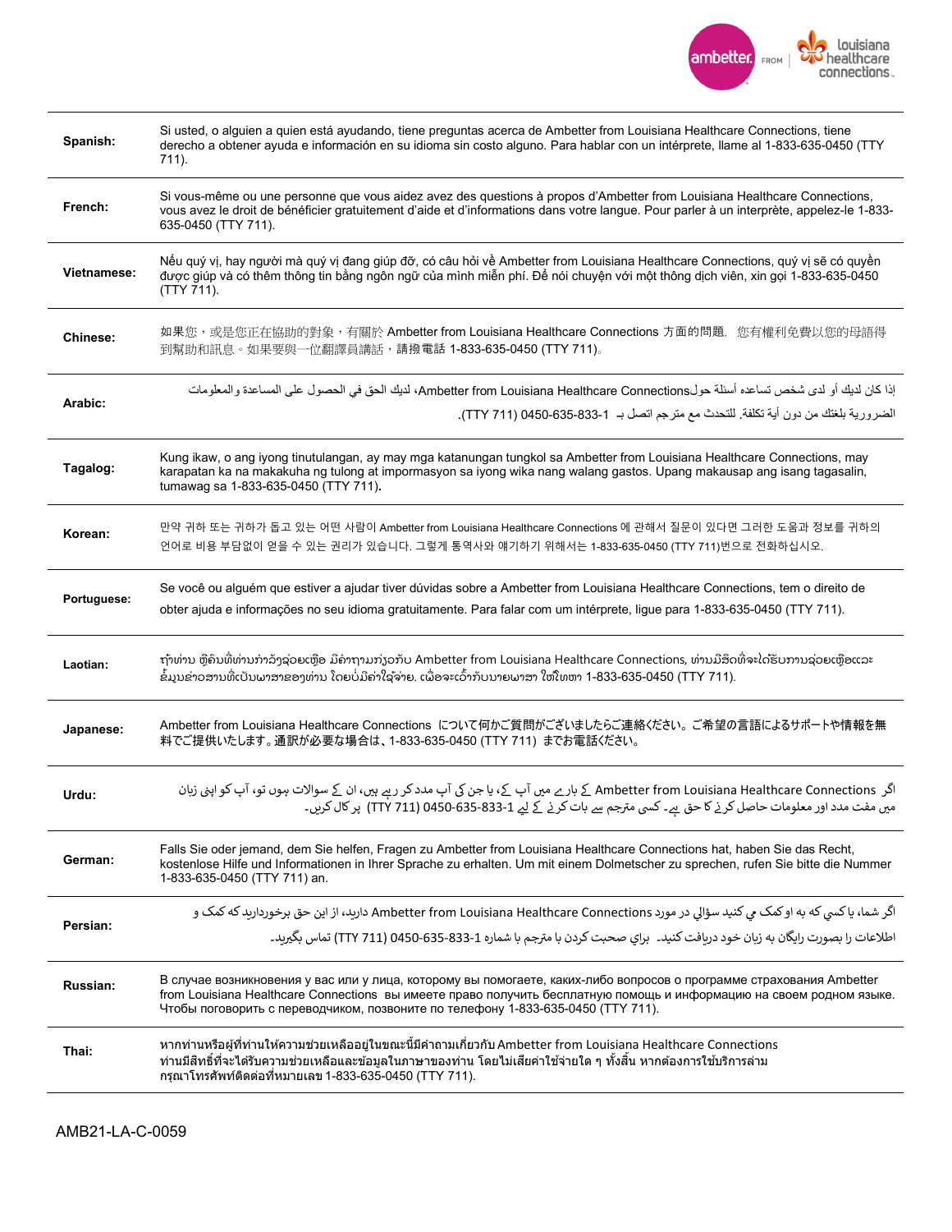| | |
|---|---|
| **Spanish:** | Si usted, o alguien a quien está ayudando, tiene preguntas acerca de Ambetter from Louisiana Healthcare Connections, tiene derecho a obtener ayuda e información en su idioma sin costo alguno. Para hablar con un intérprete, llame al 1-833-635-0450 (TTY 711). |
| **French:** | Si vous-même ou une personne que vous aidez avez des questions à propos d'Ambetter from Louisiana Healthcare Connections, vous avez le droit de bénéficier gratuitement d'aide et d'informations dans votre langue. Pour parler à un interprète, appelez-le 1-833-635-0450 (TTY 711). |
| **Vietnamese:** | Nếu quý vị, hay người mà quý vị đang giúp đỡ, có câu hỏi về Ambetter from Louisiana Healthcare Connections, quý vị sẽ có quyền được giúp và có thêm thông tin bằng ngôn ngữ của mình miễn phí. Để nói chuyện với một thông dịch viên, xin gọi 1-833-635-0450 (TTY 711). |
| **Chinese:** | 如果您，或是您正在協助的對象，有關於 Ambetter from Louisiana Healthcare Connections 方面的問題，您有權利免費以您的母語得到幫助和訊息。如果要與一位翻譯員講話，請撥電話 1-833-635-0450 (TTY 711)。 |
| **Arabic:** | إذا كان لديك أو لدى شخص تساعده أسئلة حولAmbetter from Louisiana Healthcare Connections، لديك الحق في الحصول على المساعدة والمعلومات الضرورية بلغتك من دون أية تكلفة. للتحدث مع مترجم اتصل بـ 1-833-635-0450 (TTY 711). |
| **Tagalog:** | Kung ikaw, o ang iyong tinutulungan, ay may mga katanungan tungkol sa Ambetter from Louisiana Healthcare Connections, may karapatan ka na makakuha ng tulong at impormasyon sa iyong wika nang walang gastos. Upang makausap ang isang tagasalin, tumawag sa 1-833-635-0450 (TTY 711). |
| **Korean:** | 만약 귀하 또는 귀하가 돕고 있는 어떤 사람이 Ambetter from Louisiana Healthcare Connections 에 관해서 질문이 있다면 그러한 도움과 정보를 귀하의 언어로 비용 부담없이 얻을 수 있는 권리가 있습니다. 그렇게 통역사와 얘기하기 위해서는 1-833-635-0450 (TTY 711)번으로 전화하십시오. |
| **Portuguese:** | Se você ou alguém que estiver a ajudar tiver dúvidas sobre a Ambetter from Louisiana Healthcare Connections, tem o direito de obter ajuda e informações no seu idioma gratuitamente. Para falar com um intérprete, ligue para 1-833-635-0450 (TTY 711). |
| **Laotian:** | ຖ້າທ່ານ ຫຼືຄົນທີ່ທ່ານກໍາລັງຊ່ວຍເຫຼືອ ມີຄໍາຖາມກ່ຽວກັບ Ambetter from Louisiana Healthcare Connections, ທ່ານມີສິດທີ່ຈະໄດ້ຮັບການຊ່ວຍເຫຼືອແລະ ຂໍ້ມູນຂ່າວສານທີ່ເປັນພາສາຂອງທ່ານ ໂດຍບໍ່ມີຄ່າໃຊ້ຈ່າຍ. ເພື່ອຈະເວົ້າກັບນາຍພາສາ ໃຫ້ໂທຫາ 1-833-635-0450 (TTY 711). |
| **Japanese:** | Ambetter from Louisiana Healthcare Connections について何かご質問がございましたらご連絡ください。ご希望の言語によるサポートや情報を無料でご提供いたします。通訳が必要な場合は、1-833-635-0450 (TTY 711) までお電話ください。 |
| **Urdu:** | اگر Ambetter from Louisiana Healthcare Connections کے بارے میں آپ کے، یا جن کی آپ مدد کر رہے ہیں، ان کے سوالات ہوں تو، آپ کو اپنی زبان میں مفت مدد اور معلومات حاصل کرنے کا حق ہے۔ کسی مترجم سے بات کرنے کے لیے 1-833-635-0450 (TTY 711) پر کال کریں۔ |
| **German:** | Falls Sie oder jemand, dem Sie helfen, Fragen zu Ambetter from Louisiana Healthcare Connections hat, haben Sie das Recht, kostenlose Hilfe und Informationen in Ihrer Sprache zu erhalten. Um mit einem Dolmetscher zu sprechen, rufen Sie bitte die Nummer 1-833-635-0450 (TTY 711) an. |
| **Persian:** | اگر شما، يا كسي كه به او كمك مي كنيد سؤالي در مورد Ambetter from Louisiana Healthcare Connections داريد، از اين حق برخورداريد كه كمك و اطلاعات را بصورت رايگان به زبان خود دريافت كنيد. براي صحبت كردن با مترجم با شماره 1-833-635-0450 (TTY 711) تماس بگيريد. |
| **Russian:** | В случае возникновения у вас или у лица, которому вы помогаете, каких-либо вопросов о программе страхования Ambetter from Louisiana Healthcare Connections вы имеете право получить бесплатную помощь и информацию на своем родном языке. Чтобы поговорить с переводчиком, позвоните по телефону 1-833-635-0450 (TTY 711). |
| **Thai:** | หากท่านหรือผู้ที่ท่านให้ความช่วยเหลืออยู่ในขณะนี้มีคำถามเกี่ยวกับ Ambetter from Louisiana Healthcare Connections ท่านมีสิทธิ์ที่จะได้รับความช่วยเหลือและข้อมูลในภาษาของท่าน โดยไม่เสียค่าใช้จ่ายใด ๆ ทั้งสิ้น หากต้องการใช้บริการล่าม กรุณาโทรศัพท์ติดต่อที่หมายเลข 1-833-635-0450 (TTY 711). |

AMB21-LA-C-0059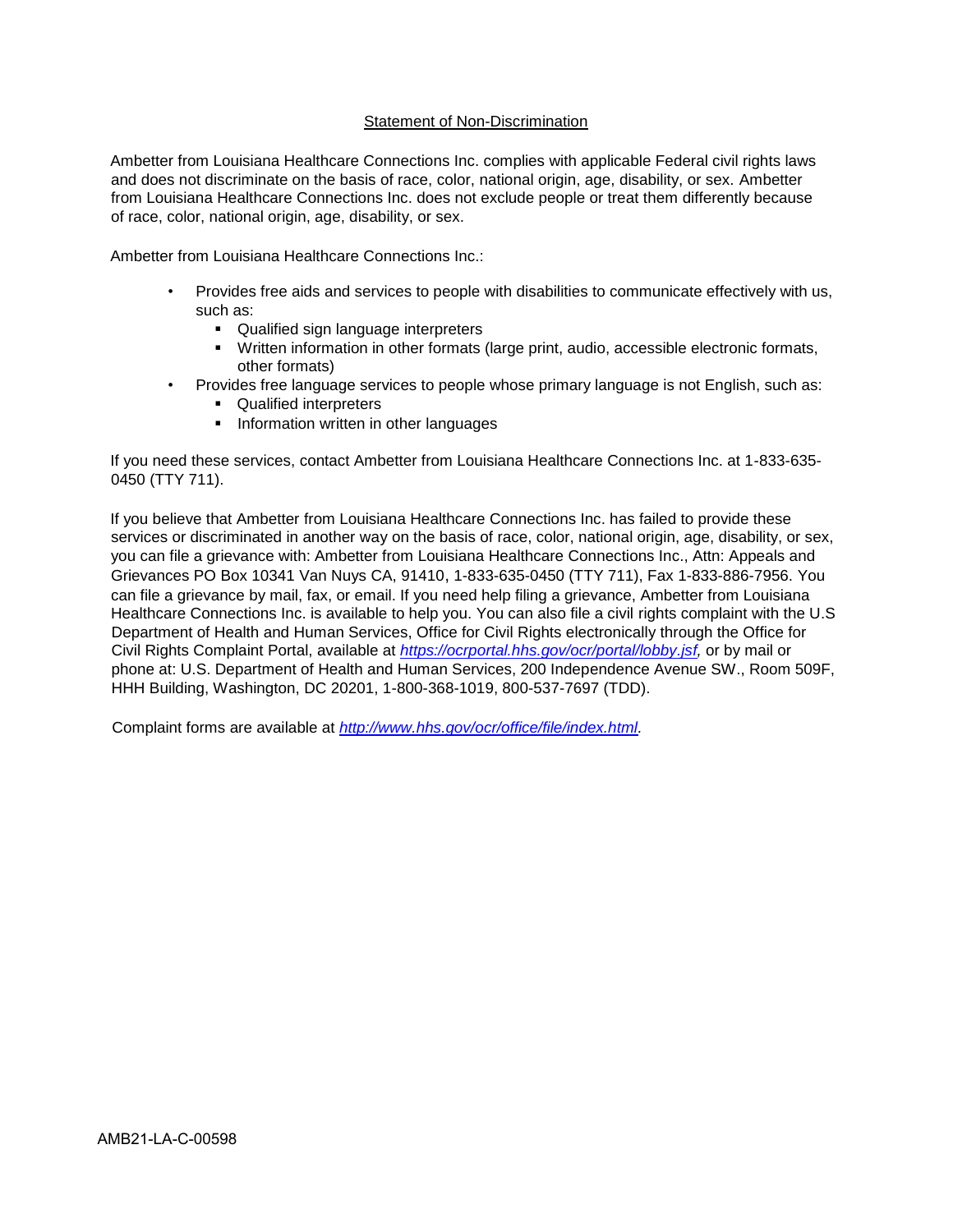## Statement of Non-Discrimination

Ambetter from Louisiana Healthcare Connections Inc. complies with applicable Federal civil rights laws and does not discriminate on the basis of race, color, national origin, age, disability, or sex. Ambetter from Louisiana Healthcare Connections Inc. does not exclude people or treat them differently because of race, color, national origin, age, disability, or sex.

Ambetter from Louisiana Healthcare Connections Inc.:

- Provides free aids and services to people with disabilities to communicate effectively with us, such as:
  - Qualified sign language interpreters
  - Written information in other formats (large print, audio, accessible electronic formats, other formats)
- Provides free language services to people whose primary language is not English, such as:
  - Qualified interpreters
  - Information written in other languages

If you need these services, contact Ambetter from Louisiana Healthcare Connections Inc. at 1-833-635-0450 (TTY 711).

If you believe that Ambetter from Louisiana Healthcare Connections Inc. has failed to provide these services or discriminated in another way on the basis of race, color, national origin, age, disability, or sex, you can file a grievance with: Ambetter from Louisiana Healthcare Connections Inc., Attn: Appeals and Grievances PO Box 10341 Van Nuys CA, 91410, 1-833-635-0450 (TTY 711), Fax 1-833-886-7956. You can file a grievance by mail, fax, or email. If you need help filing a grievance, Ambetter from Louisiana Healthcare Connections Inc. is available to help you. You can also file a civil rights complaint with the U.S Department of Health and Human Services, Office for Civil Rights electronically through the Office for Civil Rights Complaint Portal, available at *https://ocrportal.hhs.gov/ocr/portal/lobby.jsf,* or by mail or phone at: U.S. Department of Health and Human Services, 200 Independence Avenue SW., Room 509F, HHH Building, Washington, DC 20201, 1-800-368-1019, 800-537-7697 (TDD).

Complaint forms are available at *http://www.hhs.gov/ocr/office/file/index.html*.

AMB21-LA-C-00598